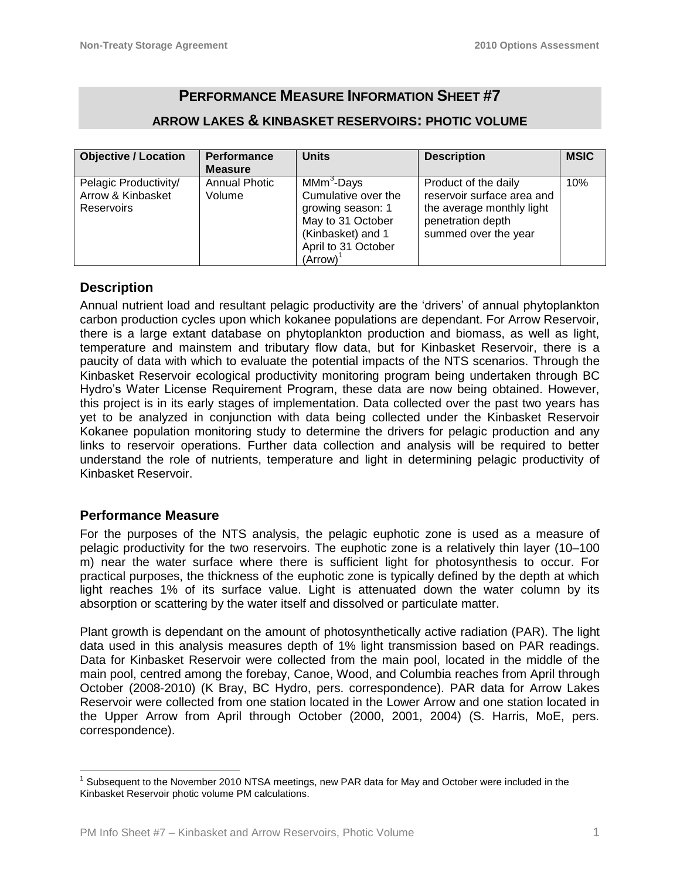# PERFORMANCE MEASURE INFORMATION SHEET #7

## ARROW LAKES & KINBASKET RESERVOIRS: PHOTIC VOLUME

| Objective / Location | Performance Measure | Units | Description | MSIC |
|---|---|---|---|---|
| Pelagic Productivity/ Arrow & Kinbasket Reservoirs | Annual Photic Volume | $MMm^3$-Days Cumulative over the growing season: 1 May to 31 October (Kinbasket) and 1 April to 31 October (Arrow)[1] | Product of the daily reservoir surface area and the average monthly light penetration depth summed over the year | 10% |

### Description

Annual nutrient load and resultant pelagic productivity are the 'drivers' of annual phytoplankton carbon production cycles upon which kokanee populations are dependant. For Arrow Reservoir, there is a large extant database on phytoplankton production and biomass, as well as light, temperature and mainstem and tributary flow data, but for Kinbasket Reservoir, there is a paucity of data with which to evaluate the potential impacts of the NTS scenarios. Through the Kinbasket Reservoir ecological productivity monitoring program being undertaken through BC Hydro's Water License Requirement Program, these data are now being obtained. However, this project is in its early stages of implementation. Data collected over the past two years has yet to be analyzed in conjunction with data being collected under the Kinbasket Reservoir Kokanee population monitoring study to determine the drivers for pelagic production and any links to reservoir operations. Further data collection and analysis will be required to better understand the role of nutrients, temperature and light in determining pelagic productivity of Kinbasket Reservoir.

### Performance Measure

For the purposes of the NTS analysis, the pelagic euphotic zone is used as a measure of pelagic productivity for the two reservoirs. The euphotic zone is a relatively thin layer (10–100 m) near the water surface where there is sufficient light for photosynthesis to occur. For practical purposes, the thickness of the euphotic zone is typically defined by the depth at which light reaches 1% of its surface value. Light is attenuated down the water column by its absorption or scattering by the water itself and dissolved or particulate matter.

Plant growth is dependant on the amount of photosynthetically active radiation (PAR). The light data used in this analysis measures depth of 1% light transmission based on PAR readings. Data for Kinbasket Reservoir were collected from the main pool, located in the middle of the main pool, centred among the forebay, Canoe, Wood, and Columbia reaches from April through October (2008-2010) (K Bray, BC Hydro, pers. correspondence). PAR data for Arrow Lakes Reservoir were collected from one station located in the Lower Arrow and one station located in the Upper Arrow from April through October (2000, 2001, 2004) (S. Harris, MoE, pers. correspondence).

[1] Subsequent to the November 2010 NTSA meetings, new PAR data for May and October were included in the Kinbasket Reservoir photic volume PM calculations.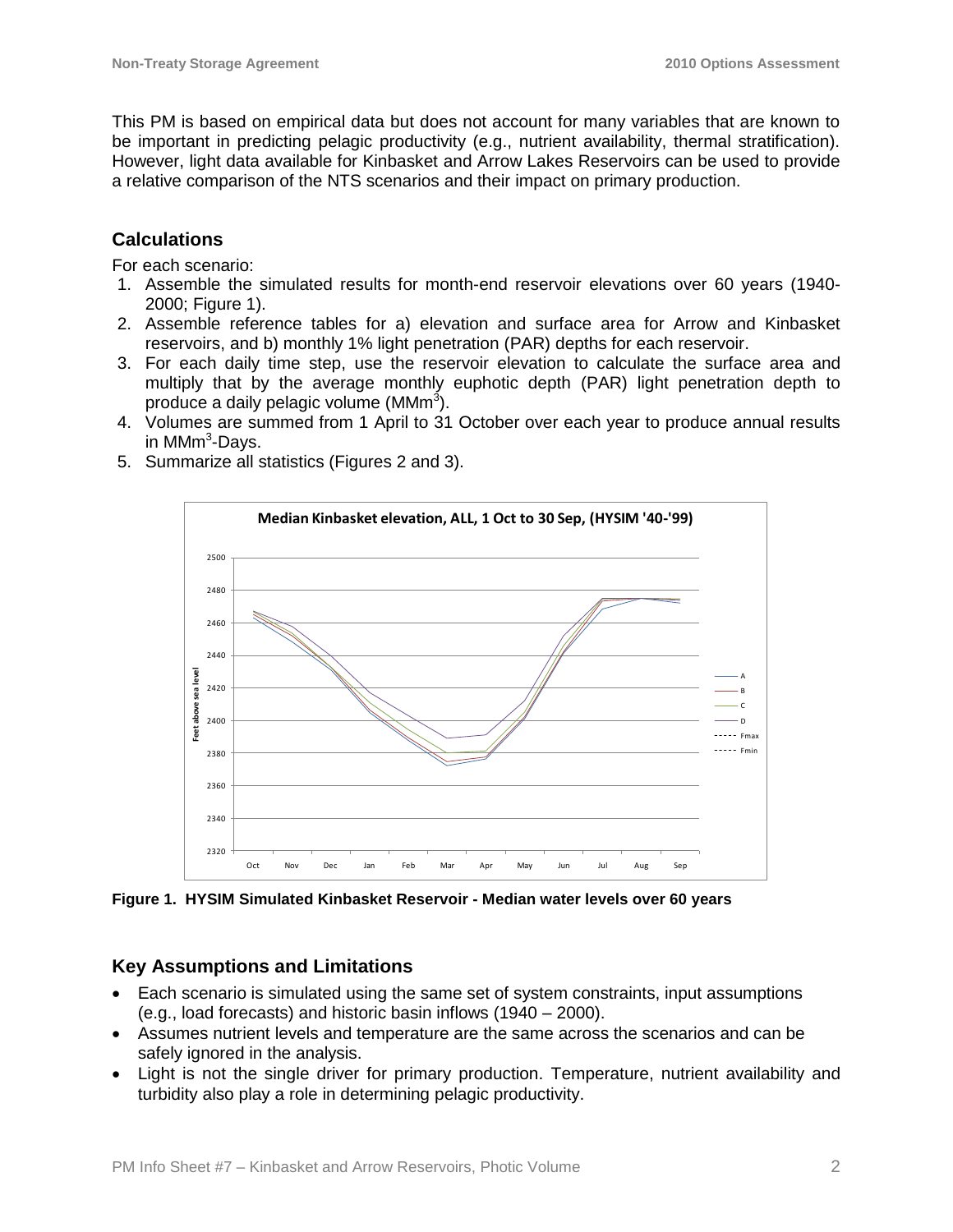This PM is based on empirical data but does not account for many variables that are known to be important in predicting pelagic productivity (e.g., nutrient availability, thermal stratification). However, light data available for Kinbasket and Arrow Lakes Reservoirs can be used to provide a relative comparison of the NTS scenarios and their impact on primary production.

## Calculations

For each scenario:

1. Assemble the simulated results for month-end reservoir elevations over 60 years (1940-2000; Figure 1).
2. Assemble reference tables for a) elevation and surface area for Arrow and Kinbasket reservoirs, and b) monthly 1% light penetration (PAR) depths for each reservoir.
3. For each daily time step, use the reservoir elevation to calculate the surface area and multiply that by the average monthly euphotic depth (PAR) light penetration depth to produce a daily pelagic volume ($MMm^3$).
4. Volumes are summed from 1 April to 31 October over each year to produce annual results in $MMm^3$-Days.
5. Summarize all statistics (Figures 2 and 3).

**Figure 1. HYSIM Simulated Kinbasket Reservoir - Median water levels over 60 years**

## Key Assumptions and Limitations

- Each scenario is simulated using the same set of system constraints, input assumptions (e.g., load forecasts) and historic basin inflows (1940 – 2000).
- Assumes nutrient levels and temperature are the same across the scenarios and can be safely ignored in the analysis.
- Light is not the single driver for primary production. Temperature, nutrient availability and turbidity also play a role in determining pelagic productivity.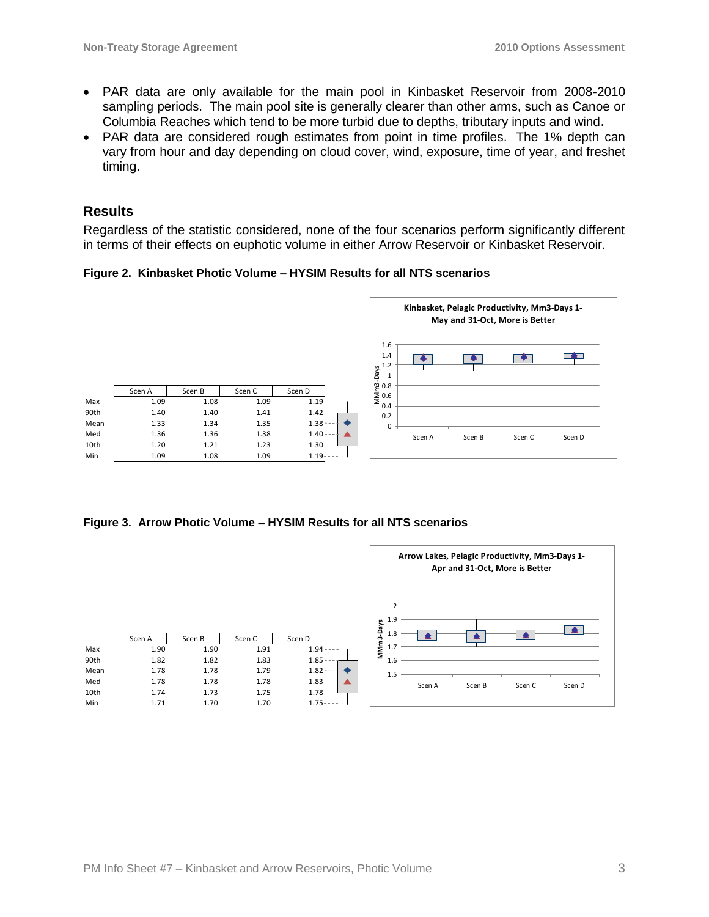- PAR data are only available for the main pool in Kinbasket Reservoir from 2008-2010 sampling periods. The main pool site is generally clearer than other arms, such as Canoe or Columbia Reaches which tend to be more turbid due to depths, tributary inputs and wind.
- PAR data are considered rough estimates from point in time profiles. The 1% depth can vary from hour and day depending on cloud cover, wind, exposure, time of year, and freshet timing.

## Results

Regardless of the statistic considered, none of the four scenarios perform significantly different in terms of their effects on euphotic volume in either Arrow Reservoir or Kinbasket Reservoir.

**Figure 2. Kinbasket Photic Volume – HYSIM Results for all NTS scenarios**

| | Scen A | Scen B | Scen C | Scen D |
|---|---|---|---|---|
| Max | 1.09 | 1.08 | 1.09 | 1.19 |
| 90th | 1.40 | 1.40 | 1.41 | 1.42 |
| Mean | 1.33 | 1.34 | 1.35 | 1.38 |
| Med | 1.36 | 1.36 | 1.38 | 1.40 |
| 10th | 1.20 | 1.21 | 1.23 | 1.30 |
| Min | 1.09 | 1.08 | 1.09 | 1.19 |

Kinbasket, Pelagic Productivity, Mm3-Days 1-May and 31-Oct, More is Better

**Figure 3. Arrow Photic Volume – HYSIM Results for all NTS scenarios**

| | Scen A | Scen B | Scen C | Scen D |
|---|---|---|---|---|
| Max | 1.90 | 1.90 | 1.91 | 1.94 |
| 90th | 1.82 | 1.82 | 1.83 | 1.85 |
| Mean | 1.78 | 1.78 | 1.79 | 1.82 |
| Med | 1.78 | 1.78 | 1.78 | 1.83 |
| 10th | 1.74 | 1.73 | 1.75 | 1.78 |
| Min | 1.71 | 1.70 | 1.70 | 1.75 |

Arrow Lakes, Pelagic Productivity, Mm3-Days 1-Apr and 31-Oct, More is Better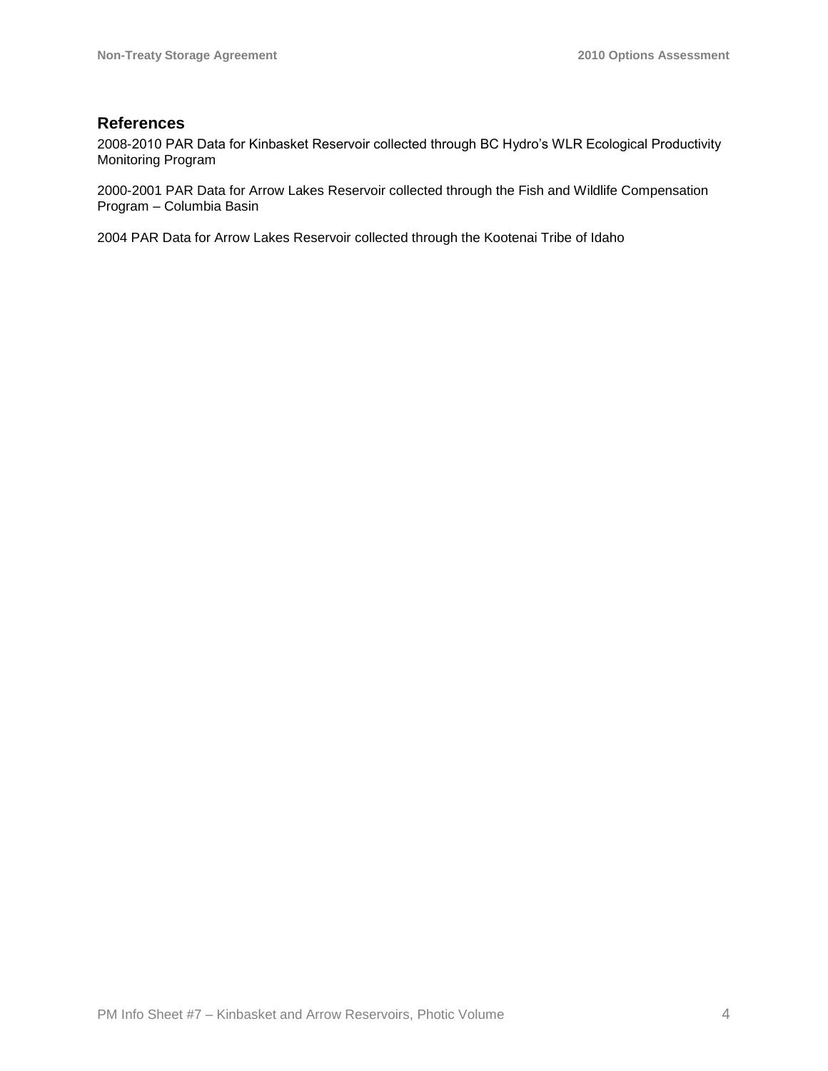## References

2008-2010 PAR Data for Kinbasket Reservoir collected through BC Hydro's WLR Ecological Productivity Monitoring Program

2000-2001 PAR Data for Arrow Lakes Reservoir collected through the Fish and Wildlife Compensation Program – Columbia Basin

2004 PAR Data for Arrow Lakes Reservoir collected through the Kootenai Tribe of Idaho